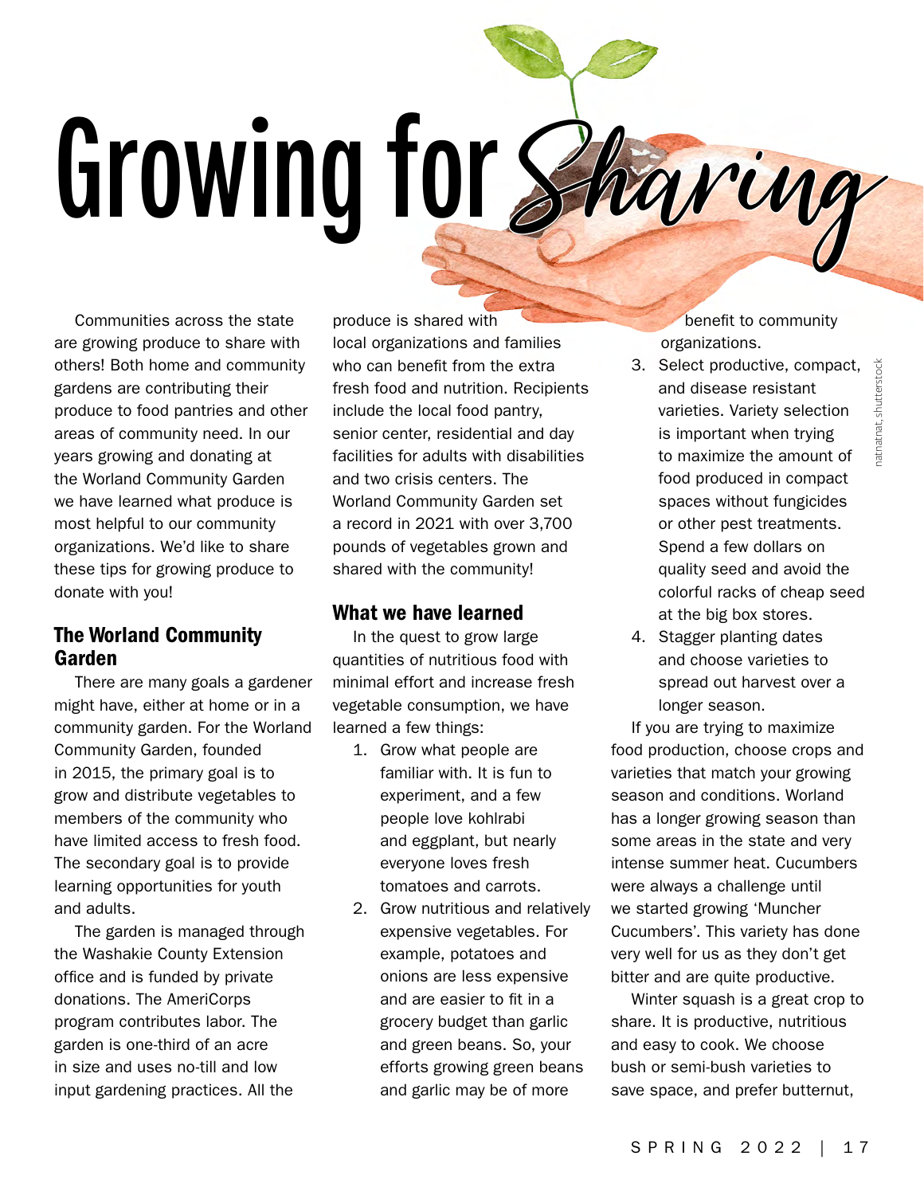# Growing for Sharing

Communities across the state are growing produce to share with others! Both home and community gardens are contributing their produce to food pantries and other areas of community need. In our years growing and donating at the Worland Community Garden we have learned what produce is most helpful to our community organizations. We'd like to share these tips for growing produce to donate with you!

## The Worland Community Garden

There are many goals a gardener might have, either at home or in a community garden. For the Worland Community Garden, founded in 2015, the primary goal is to grow and distribute vegetables to members of the community who have limited access to fresh food. The secondary goal is to provide learning opportunities for youth and adults.

The garden is managed through the Washakie County Extension office and is funded by private donations. The AmeriCorps program contributes labor. The garden is one-third of an acre in size and uses no-till and low input gardening practices. All the produce is shared with local organizations and families who can benefit from the extra fresh food and nutrition. Recipients include the local food pantry, senior center, residential and day facilities for adults with disabilities and two crisis centers. The Worland Community Garden set a record in 2021 with over 3,700 pounds of vegetables grown and shared with the community!

## What we have learned

In the quest to grow large quantities of nutritious food with minimal effort and increase fresh vegetable consumption, we have learned a few things:

1. Grow what people are familiar with. It is fun to experiment, and a few people love kohlrabi and eggplant, but nearly everyone loves fresh tomatoes and carrots.
2. Grow nutritious and relatively expensive vegetables. For example, potatoes and onions are less expensive and are easier to fit in a grocery budget than garlic and green beans. So, your efforts growing green beans and garlic may be of more benefit to community organizations.
3. Select productive, compact, and disease resistant varieties. Variety selection is important when trying to maximize the amount of food produced in compact spaces without fungicides or other pest treatments. Spend a few dollars on quality seed and avoid the colorful racks of cheap seed at the big box stores.
4. Stagger planting dates and choose varieties to spread out harvest over a longer season.

If you are trying to maximize food production, choose crops and varieties that match your growing season and conditions. Worland has a longer growing season than some areas in the state and very intense summer heat. Cucumbers were always a challenge until we started growing 'Muncher Cucumbers'. This variety has done very well for us as they don't get bitter and are quite productive.

Winter squash is a great crop to share. It is productive, nutritious and easy to cook. We choose bush or semi-bush varieties to save space, and prefer butternut,

natnatnat, shutterstock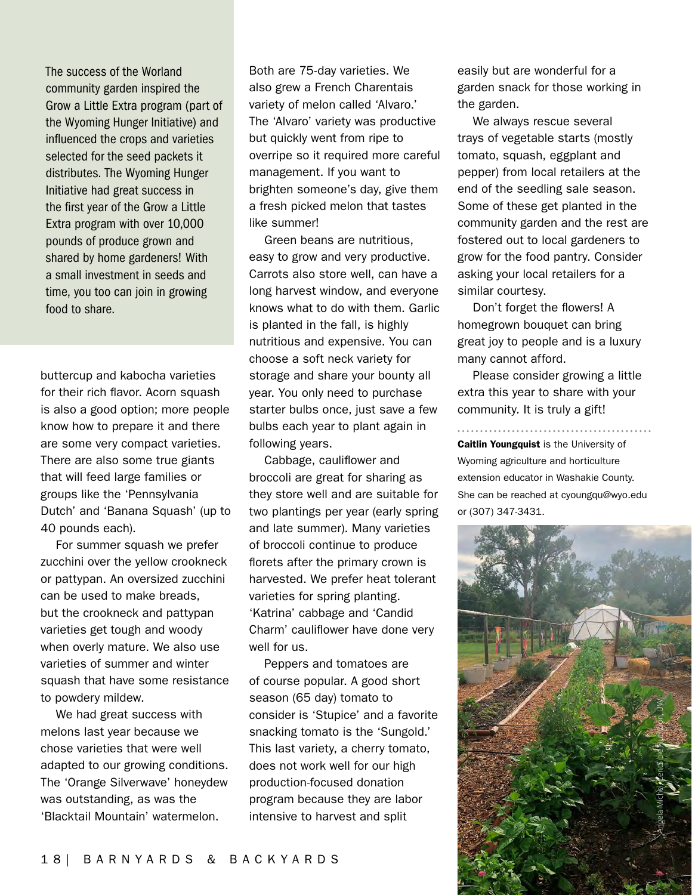The success of the Worland community garden inspired the Grow a Little Extra program (part of the Wyoming Hunger Initiative) and influenced the crops and varieties selected for the seed packets it distributes. The Wyoming Hunger Initiative had great success in the first year of the Grow a Little Extra program with over 10,000 pounds of produce grown and shared by home gardeners! With a small investment in seeds and time, you too can join in growing food to share.

buttercup and kabocha varieties for their rich flavor. Acorn squash is also a good option; more people know how to prepare it and there are some very compact varieties. There are also some true giants that will feed large families or groups like the 'Pennsylvania Dutch' and 'Banana Squash' (up to 40 pounds each).

For summer squash we prefer zucchini over the yellow crookneck or pattypan. An oversized zucchini can be used to make breads, but the crookneck and pattypan varieties get tough and woody when overly mature. We also use varieties of summer and winter squash that have some resistance to powdery mildew.

We had great success with melons last year because we chose varieties that were well adapted to our growing conditions. The 'Orange Silverwave' honeydew was outstanding, as was the 'Blacktail Mountain' watermelon. Both are 75-day varieties. We also grew a French Charentais variety of melon called 'Alvaro.' The 'Alvaro' variety was productive but quickly went from ripe to overripe so it required more careful management. If you want to brighten someone's day, give them a fresh picked melon that tastes like summer!

Green beans are nutritious, easy to grow and very productive. Carrots also store well, can have a long harvest window, and everyone knows what to do with them. Garlic is planted in the fall, is highly nutritious and expensive. You can choose a soft neck variety for storage and share your bounty all year. You only need to purchase starter bulbs once, just save a few bulbs each year to plant again in following years.

Cabbage, cauliflower and broccoli are great for sharing as they store well and are suitable for two plantings per year (early spring and late summer). Many varieties of broccoli continue to produce florets after the primary crown is harvested. We prefer heat tolerant varieties for spring planting. 'Katrina' cabbage and 'Candid Charm' cauliflower have done very well for us.

Peppers and tomatoes are of course popular. A good short season (65 day) tomato to consider is 'Stupice' and a favorite snacking tomato is the 'Sungold.' This last variety, a cherry tomato, does not work well for our high production-focused donation program because they are labor intensive to harvest and split easily but are wonderful for a garden snack for those working in the garden.

We always rescue several trays of vegetable starts (mostly tomato, squash, eggplant and pepper) from local retailers at the end of the seedling sale season. Some of these get planted in the community garden and the rest are fostered out to local gardeners to grow for the food pantry. Consider asking your local retailers for a similar courtesy.

Don't forget the flowers! A homegrown bouquet can bring great joy to people and is a luxury many cannot afford.

Please consider growing a little extra this year to share with your community. It is truly a gift!

**Caitlin Youngquist** is the University of Wyoming agriculture and horticulture extension educator in Washakie County. She can be reached at cyoungqu@wyo.edu or (307) 347-3431.

Angela Michelle Cantsiblefarnerton, UW